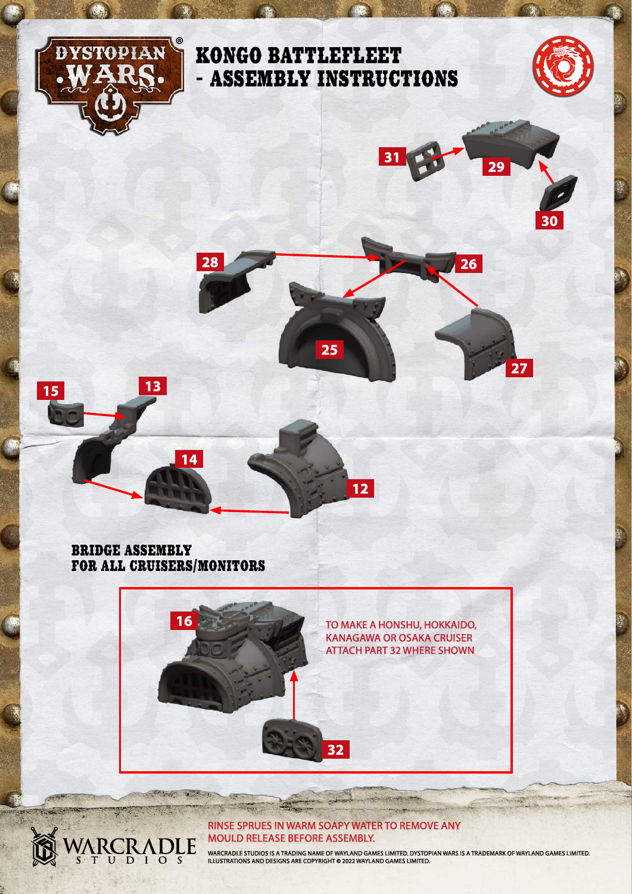# KONGO BATTLEFLEET - ASSEMBLY INSTRUCTIONS

31 29 30

28 26 25 27

15 13 14 12

## BRIDGE ASSEMBLY FOR ALL CRUISERS/MONITORS

16

TO MAKE A HONSHU, HOKKAIDO, KANAGAWA OR OSAKA CRUISER ATTACH PART 32 WHERE SHOWN

32

RINSE SPRUES IN WARM SOAPY WATER TO REMOVE ANY MOULD RELEASE BEFORE ASSEMBLY.

WARCRADLE STUDIOS IS A TRADING NAME OF WAYLAND GAMES LIMITED. DYSTOPIAN WARS IS A TRADEMARK OF WAYLAND GAMES LIMITED. ILLUSTRATIONS AND DESIGNS ARE COPYRIGHT © 2022 WAYLAND GAMES LIMITED.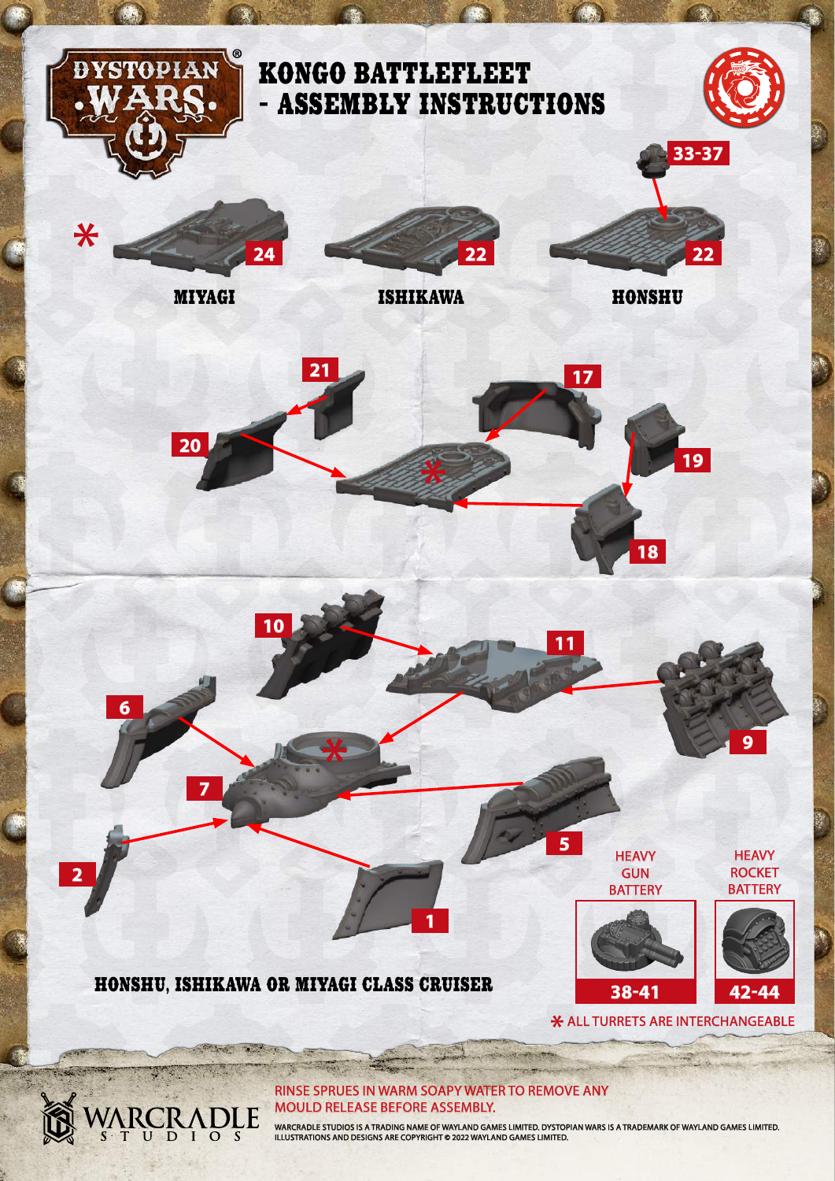# KONGO BATTLEFLEET - ASSEMBLY INSTRUCTIONS

33-37

*

24 — MIYAGI

22 — ISHIKAWA

22 — HONSHU

21

20

17

19

18

10

11

6

9

7

5

2

1

HEAVY GUN BATTERY — 38-41

HEAVY ROCKET BATTERY — 42-44

## HONSHU, ISHIKAWA OR MIYAGI CLASS CRUISER

* ALL TURRETS ARE INTERCHANGEABLE

RINSE SPRUES IN WARM SOAPY WATER TO REMOVE ANY MOULD RELEASE BEFORE ASSEMBLY.

WARCRADLE STUDIOS IS A TRADING NAME OF WAYLAND GAMES LIMITED. DYSTOPIAN WARS IS A TRADEMARK OF WAYLAND GAMES LIMITED. ILLUSTRATIONS AND DESIGNS ARE COPYRIGHT © 2022 WAYLAND GAMES LIMITED.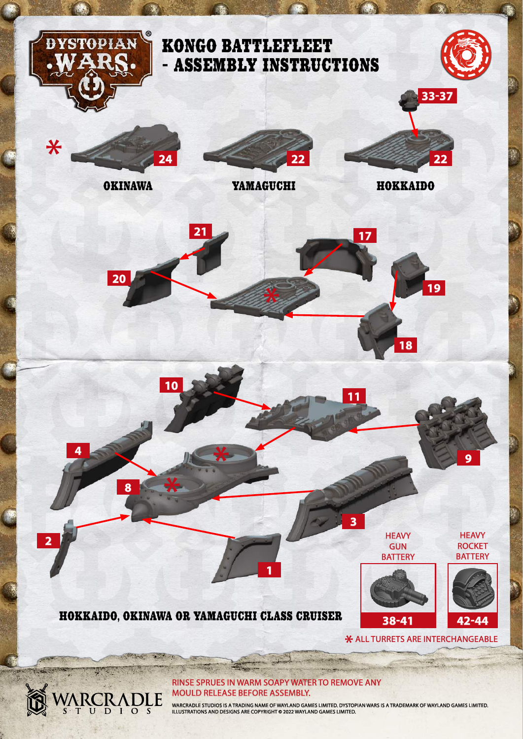# KONGO BATTLEFLEET - ASSEMBLY INSTRUCTIONS

33-37

*

24 — OKINAWA

22 — YAMAGUCHI

22 — HOKKAIDO

21

17

20

19

18

10

11

4

9

8

3

2

1

## HOKKAIDO, OKINAWA OR YAMAGUCHI CLASS CRUISER

HEAVY GUN BATTERY — 38-41

HEAVY ROCKET BATTERY — 42-44

* ALL TURRETS ARE INTERCHANGEABLE

RINSE SPRUES IN WARM SOAPY WATER TO REMOVE ANY MOULD RELEASE BEFORE ASSEMBLY.

WARCRADLE STUDIOS IS A TRADING NAME OF WAYLAND GAMES LIMITED. DYSTOPIAN WARS IS A TRADEMARK OF WAYLAND GAMES LIMITED. ILLUSTRATIONS AND DESIGNS ARE COPYRIGHT © 2022 WAYLAND GAMES LIMITED.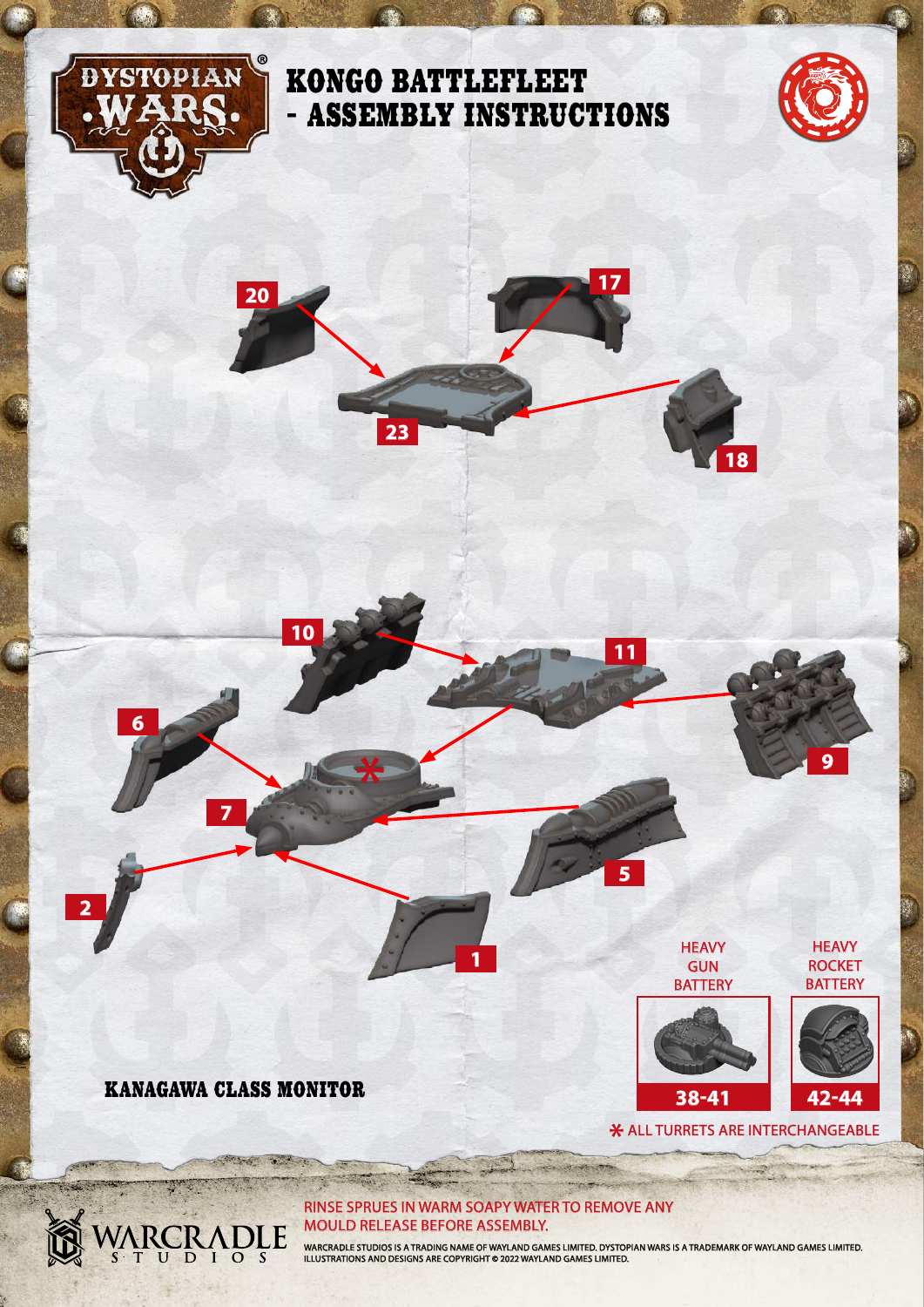# KONGO BATTLEFLEET - ASSEMBLY INSTRUCTIONS

20

17

23

18

10

11

6

9

7

5

2

1

HEAVY GUN BATTERY

38-41

HEAVY ROCKET BATTERY

42-44

KANAGAWA CLASS MONITOR

* ALL TURRETS ARE INTERCHANGEABLE

RINSE SPRUES IN WARM SOAPY WATER TO REMOVE ANY MOULD RELEASE BEFORE ASSEMBLY.

WARCRADLE STUDIOS IS A TRADING NAME OF WAYLAND GAMES LIMITED. DYSTOPIAN WARS IS A TRADEMARK OF WAYLAND GAMES LIMITED. ILLUSTRATIONS AND DESIGNS ARE COPYRIGHT © 2022 WAYLAND GAMES LIMITED.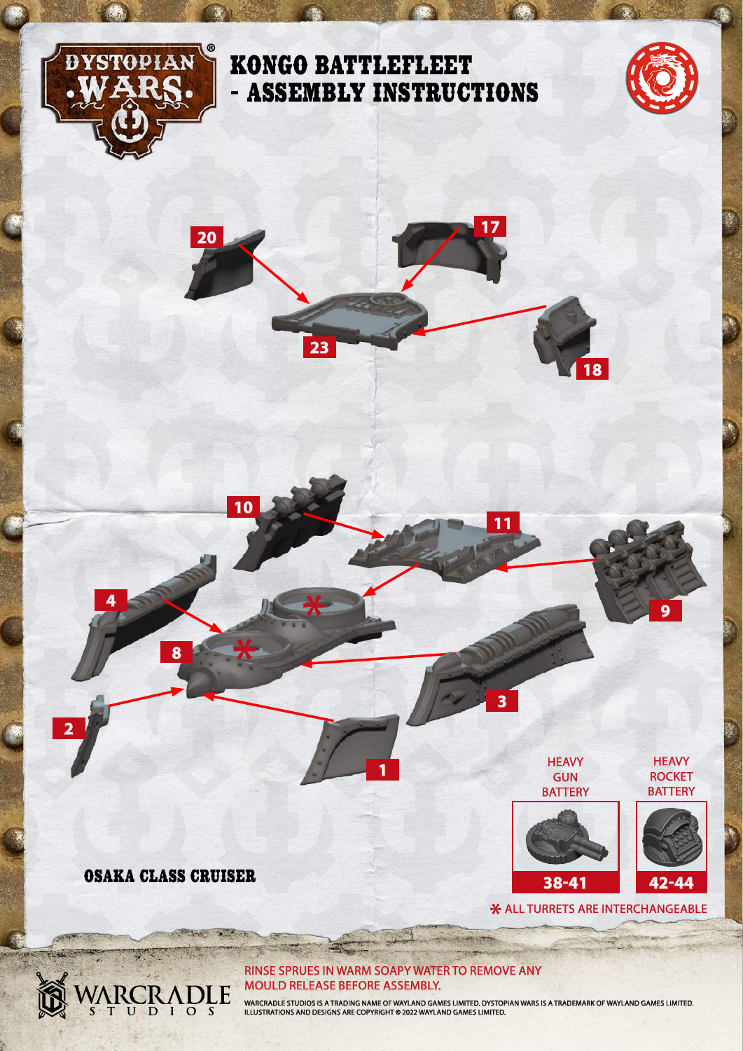# KONGO BATTLEFLEET - ASSEMBLY INSTRUCTIONS

20

17

23

18

10

11

4

9

8

3

2

1

HEAVY GUN BATTERY

HEAVY ROCKET BATTERY

38-41

42-44

## OSAKA CLASS CRUISER

* ALL TURRETS ARE INTERCHANGEABLE

RINSE SPRUES IN WARM SOAPY WATER TO REMOVE ANY MOULD RELEASE BEFORE ASSEMBLY.

WARCRADLE STUDIOS IS A TRADING NAME OF WAYLAND GAMES LIMITED. DYSTOPIAN WARS IS A TRADEMARK OF WAYLAND GAMES LIMITED. ILLUSTRATIONS AND DESIGNS ARE COPYRIGHT © 2022 WAYLAND GAMES LIMITED.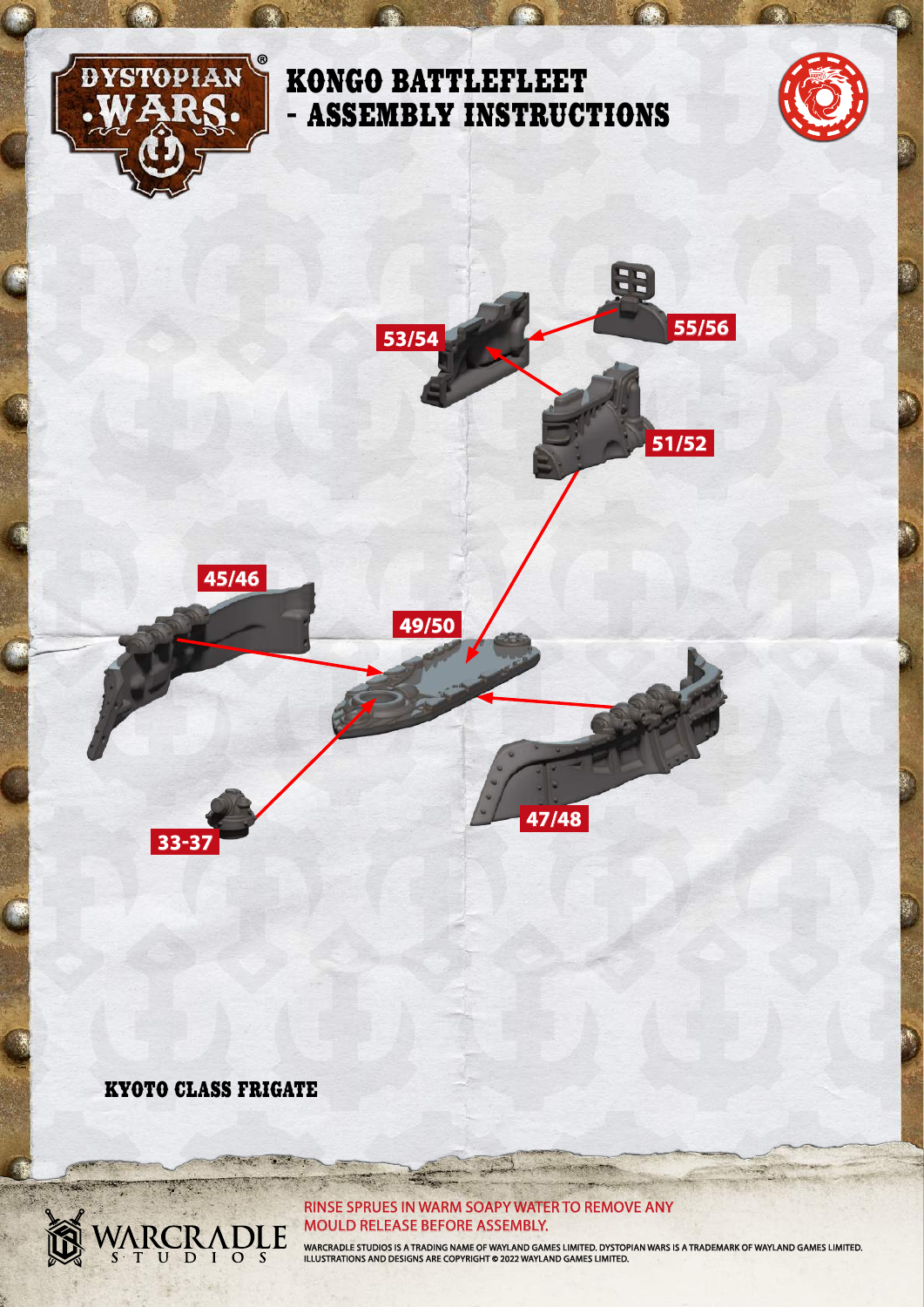# KONGO BATTLEFLEET - ASSEMBLY INSTRUCTIONS

53/54

55/56

51/52

45/46

49/50

33-37

47/48

## KYOTO CLASS FRIGATE

RINSE SPRUES IN WARM SOAPY WATER TO REMOVE ANY MOULD RELEASE BEFORE ASSEMBLY.

WARCRADLE STUDIOS IS A TRADING NAME OF WAYLAND GAMES LIMITED. DYSTOPIAN WARS IS A TRADEMARK OF WAYLAND GAMES LIMITED. ILLUSTRATIONS AND DESIGNS ARE COPYRIGHT © 2022 WAYLAND GAMES LIMITED.